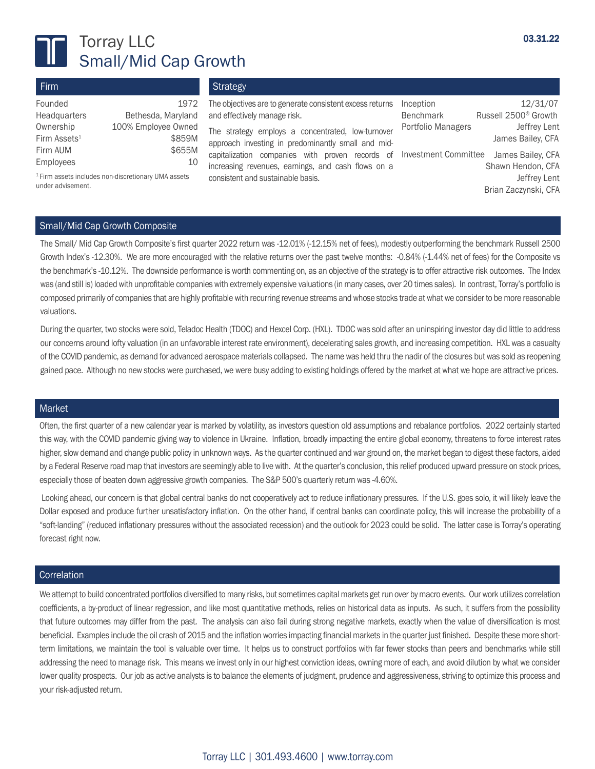# Torray LLC
## Small/Mid Cap Growth

03.31.22

### Firm

| | |
|---|---|
| Founded | 1972 |
| Headquarters | Bethesda, Maryland |
| Ownership | 100% Employee Owned |
| Firm Assets[1] | $859M |
| Firm AUM | $655M |
| Employees | 10 |

[1] Firm assets includes non-discretionary UMA assets under advisement.

### Strategy

The objectives are to generate consistent excess returns and effectively manage risk.

The strategy employs a concentrated, low-turnover approach investing in predominantly small and mid-capitalization companies with proven records of increasing revenues, earnings, and cash flows on a consistent and sustainable basis.

| | |
|---|---|
| Inception | 12/31/07 |
| Benchmark | Russell 2500® Growth |
| Portfolio Managers | Jeffrey Lent<br>James Bailey, CFA |
| Investment Committee | James Bailey, CFA<br>Shawn Hendon, CFA<br>Jeffrey Lent<br>Brian Zaczynski, CFA |

### Small/Mid Cap Growth Composite

The Small/ Mid Cap Growth Composite's first quarter 2022 return was -12.01% (-12.15% net of fees), modestly outperforming the benchmark Russell 2500 Growth Index's -12.30%. We are more encouraged with the relative returns over the past twelve months: -0.84% (-1.44% net of fees) for the Composite vs the benchmark's -10.12%. The downside performance is worth commenting on, as an objective of the strategy is to offer attractive risk outcomes. The Index was (and still is) loaded with unprofitable companies with extremely expensive valuations (in many cases, over 20 times sales). In contrast, Torray's portfolio is composed primarily of companies that are highly profitable with recurring revenue streams and whose stocks trade at what we consider to be more reasonable valuations.

During the quarter, two stocks were sold, Teladoc Health (TDOC) and Hexcel Corp. (HXL). TDOC was sold after an uninspiring investor day did little to address our concerns around lofty valuation (in an unfavorable interest rate environment), decelerating sales growth, and increasing competition. HXL was a casualty of the COVID pandemic, as demand for advanced aerospace materials collapsed. The name was held thru the nadir of the closures but was sold as reopening gained pace. Although no new stocks were purchased, we were busy adding to existing holdings offered by the market at what we hope are attractive prices.

### Market

Often, the first quarter of a new calendar year is marked by volatility, as investors question old assumptions and rebalance portfolios. 2022 certainly started this way, with the COVID pandemic giving way to violence in Ukraine. Inflation, broadly impacting the entire global economy, threatens to force interest rates higher, slow demand and change public policy in unknown ways. As the quarter continued and war ground on, the market began to digest these factors, aided by a Federal Reserve road map that investors are seemingly able to live with. At the quarter's conclusion, this relief produced upward pressure on stock prices, especially those of beaten down aggressive growth companies. The S&P 500's quarterly return was -4.60%.

Looking ahead, our concern is that global central banks do not cooperatively act to reduce inflationary pressures. If the U.S. goes solo, it will likely leave the Dollar exposed and produce further unsatisfactory inflation. On the other hand, if central banks can coordinate policy, this will increase the probability of a "soft-landing" (reduced inflationary pressures without the associated recession) and the outlook for 2023 could be solid. The latter case is Torray's operating forecast right now.

### Correlation

We attempt to build concentrated portfolios diversified to many risks, but sometimes capital markets get run over by macro events. Our work utilizes correlation coefficients, a by-product of linear regression, and like most quantitative methods, relies on historical data as inputs. As such, it suffers from the possibility that future outcomes may differ from the past. The analysis can also fail during strong negative markets, exactly when the value of diversification is most beneficial. Examples include the oil crash of 2015 and the inflation worries impacting financial markets in the quarter just finished. Despite these more short-term limitations, we maintain the tool is valuable over time. It helps us to construct portfolios with far fewer stocks than peers and benchmarks while still addressing the need to manage risk. This means we invest only in our highest conviction ideas, owning more of each, and avoid dilution by what we consider lower quality prospects. Our job as active analysts is to balance the elements of judgment, prudence and aggressiveness, striving to optimize this process and your risk-adjusted return.

Torray LLC | 301.493.4600 | www.torray.com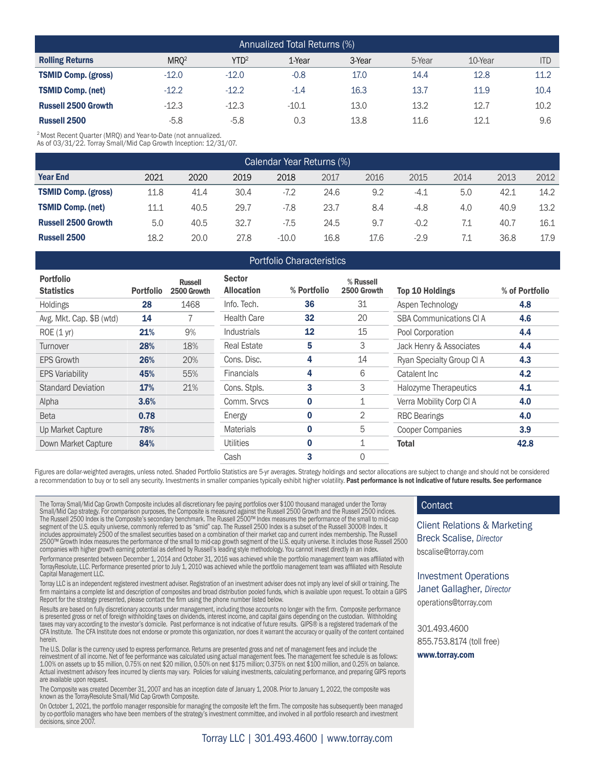## Annualized Total Returns (%)

| Rolling Returns | MRQ[2] | YTD[2] | 1-Year | 3-Year | 5-Year | 10-Year | ITD |
|---|---|---|---|---|---|---|---|
| **TSMID Comp. (gross)** | -12.0 | -12.0 | -0.8 | 17.0 | 14.4 | 12.8 | 11.2 |
| **TSMID Comp. (net)** | -12.2 | -12.2 | -1.4 | 16.3 | 13.7 | 11.9 | 10.4 |
| **Russell 2500 Growth** | -12.3 | -12.3 | -10.1 | 13.0 | 13.2 | 12.7 | 10.2 |
| **Russell 2500** | -5.8 | -5.8 | 0.3 | 13.8 | 11.6 | 12.1 | 9.6 |

[2] Most Recent Quarter (MRQ) and Year-to-Date (not annualized).
As of 03/31/22. Torray Small/Mid Cap Growth Inception: 12/31/07.

## Calendar Year Returns (%)

| Year End | 2021 | 2020 | 2019 | 2018 | 2017 | 2016 | 2015 | 2014 | 2013 | 2012 |
|---|---|---|---|---|---|---|---|---|---|---|
| **TSMID Comp. (gross)** | 11.8 | 41.4 | 30.4 | -7.2 | 24.6 | 9.2 | -4.1 | 5.0 | 42.1 | 14.2 |
| **TSMID Comp. (net)** | 11.1 | 40.5 | 29.7 | -7.8 | 23.7 | 8.4 | -4.8 | 4.0 | 40.9 | 13.2 |
| **Russell 2500 Growth** | 5.0 | 40.5 | 32.7 | -7.5 | 24.5 | 9.7 | -0.2 | 7.1 | 40.7 | 16.1 |
| **Russell 2500** | 18.2 | 20.0 | 27.8 | -10.0 | 16.8 | 17.6 | -2.9 | 7.1 | 36.8 | 17.9 |

## Portfolio Characteristics

| Portfolio Statistics | Portfolio | Russell 2500 Growth |
|---|---|---|
| Holdings | **28** | 1468 |
| Avg. Mkt. Cap. $B (wtd) | **14** | 7 |
| ROE (1 yr) | **21%** | 9% |
| Turnover | **28%** | 18% |
| EPS Growth | **26%** | 20% |
| EPS Variability | **45%** | 55% |
| Standard Deviation | **17%** | 21% |
| Alpha | **3.6%** | |
| Beta | **0.78** | |
| Up Market Capture | **78%** | |
| Down Market Capture | **84%** | |

| Sector Allocation | % Portfolio | % Russell 2500 Growth |
|---|---|---|
| Info. Tech. | **36** | 31 |
| Health Care | **32** | 20 |
| Industrials | **12** | 15 |
| Real Estate | **5** | 3 |
| Cons. Disc. | **4** | 14 |
| Financials | **4** | 6 |
| Cons. Stpls. | **3** | 3 |
| Comm. Srvcs | **0** | 1 |
| Energy | **0** | 2 |
| Materials | **0** | 5 |
| Utilities | **0** | 1 |
| Cash | **3** | 0 |

| Top 10 Holdings | % of Portfolio |
|---|---|
| Aspen Technology | **4.8** |
| SBA Communications Cl A | **4.6** |
| Pool Corporation | **4.4** |
| Jack Henry & Associates | **4.4** |
| Ryan Specialty Group Cl A | **4.3** |
| Catalent Inc | **4.2** |
| Halozyme Therapeutics | **4.1** |
| Verra Mobility Corp Cl A | **4.0** |
| RBC Bearings | **4.0** |
| Cooper Companies | **3.9** |
| **Total** | **42.8** |

Figures are dollar-weighted averages, unless noted. Shaded Portfolio Statistics are 5-yr averages. Strategy holdings and sector allocations are subject to change and should not be considered a recommendation to buy or to sell any security. Investments in smaller companies typically exhibit higher volatility. **Past performance is not indicative of future results. See performance**

The Torray Small/Mid Cap Growth Composite includes all discretionary fee paying portfolios over $100 thousand managed under the Torray Small/Mid Cap strategy. For comparison purposes, the Composite is measured against the Russell 2500 Growth and the Russell 2500 indices. The Russell 2500 Index is the Composite's secondary benchmark. The Russell 2500™ Index measures the performance of the small to mid-cap segment of the U.S. equity universe, commonly referred to as "smid" cap. The Russell 2500 Index is a subset of the Russell 3000® Index. It includes approximately 2500 of the smallest securities based on a combination of their market cap and current index membership. The Russell 2500™ Growth Index measures the performance of the small to mid-cap growth segment of the U.S. equity universe. It includes those Russell 2500 companies with higher growth earning potential as defined by Russell's leading style methodology. You cannot invest directly in an index.

Performance presented between December 1, 2014 and October 31, 2016 was achieved while the portfolio management team was affiliated with TorrayResolute, LLC. Performance presented prior to July 1, 2010 was achieved while the portfolio management team was affiliated with Resolute Capital Management LLC.

Torray LLC is an independent registered investment adviser. Registration of an investment adviser does not imply any level of skill or training. The firm maintains a complete list and description of composites and broad distribution pooled funds, which is available upon request. To obtain a GIPS Report for the strategy presented, please contact the firm using the phone number listed below.

Results are based on fully discretionary accounts under management, including those accounts no longer with the firm. Composite performance is presented gross or net of foreign withholding taxes on dividends, interest income, and capital gains depending on the custodian. Withholding taxes may vary according to the investor's domicile. Past performance is not indicative of future results. GIPS® is a registered trademark of the CFA Institute. The CFA Institute does not endorse or promote this organization, nor does it warrant the accuracy or quality of the content contained herein.

The U.S. Dollar is the currency used to express performance. Returns are presented gross and net of management fees and include the reinvestment of all income. Net of fee performance was calculated using actual management fees. The management fee schedule is as follows: 1.00% on assets up to $5 million, 0.75% on next $20 million, 0.50% on next $175 million; 0.375% on next $100 million, and 0.25% on balance. Actual investment advisory fees incurred by clients may vary. Policies for valuing investments, calculating performance, and preparing GIPS reports are available upon request.

The Composite was created December 31, 2007 and has an inception date of January 1, 2008. Prior to January 1, 2022, the composite was known as the TorrayResolute Small/Mid Cap Growth Composite.

On October 1, 2021, the portfolio manager responsible for managing the composite left the firm. The composite has subsequently been managed by co-portfolio managers who have been members of the strategy's investment committee, and involved in all portfolio research and investment decisions, since 2007.

## Contact

Client Relations & Marketing
Breck Scalise, *Director*
bscalise@torray.com

Investment Operations
Janet Gallagher, *Director*
operations@torray.com

301.493.4600
855.753.8174 (toll free)
**www.torray.com**

Torray LLC | 301.493.4600 | www.torray.com